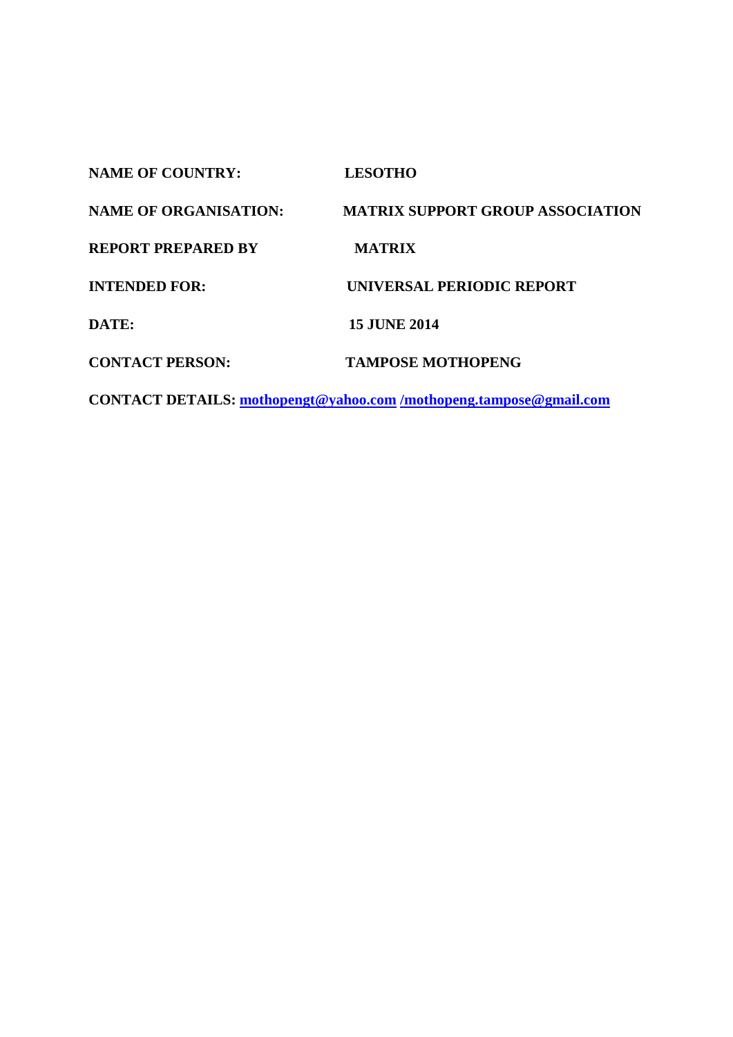**NAME OF COUNTRY:** LESOTHO

**NAME OF ORGANISATION:** MATRIX SUPPORT GROUP ASSOCIATION

**REPORT PREPARED BY** MATRIX

**INTENDED FOR:** UNIVERSAL PERIODIC REPORT

**DATE:** 15 JUNE 2014

**CONTACT PERSON:** TAMPOSE MOTHOPENG

**CONTACT DETAILS:** mothopengt@yahoo.com /mothopeng.tampose@gmail.com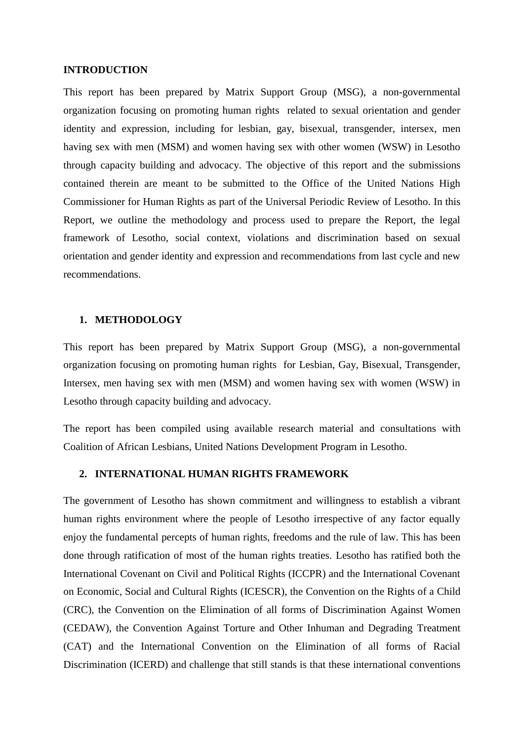**INTRODUCTION**

This report has been prepared by Matrix Support Group (MSG), a non-governmental organization focusing on promoting human rights related to sexual orientation and gender identity and expression, including for lesbian, gay, bisexual, transgender, intersex, men having sex with men (MSM) and women having sex with other women (WSW) in Lesotho through capacity building and advocacy. The objective of this report and the submissions contained therein are meant to be submitted to the Office of the United Nations High Commissioner for Human Rights as part of the Universal Periodic Review of Lesotho. In this Report, we outline the methodology and process used to prepare the Report, the legal framework of Lesotho, social context, violations and discrimination based on sexual orientation and gender identity and expression and recommendations from last cycle and new recommendations.

## 1. METHODOLOGY

This report has been prepared by Matrix Support Group (MSG), a non-governmental organization focusing on promoting human rights for Lesbian, Gay, Bisexual, Transgender, Intersex, men having sex with men (MSM) and women having sex with women (WSW) in Lesotho through capacity building and advocacy.

The report has been compiled using available research material and consultations with Coalition of African Lesbians, United Nations Development Program in Lesotho.

## 2. INTERNATIONAL HUMAN RIGHTS FRAMEWORK

The government of Lesotho has shown commitment and willingness to establish a vibrant human rights environment where the people of Lesotho irrespective of any factor equally enjoy the fundamental percepts of human rights, freedoms and the rule of law. This has been done through ratification of most of the human rights treaties. Lesotho has ratified both the International Covenant on Civil and Political Rights (ICCPR) and the International Covenant on Economic, Social and Cultural Rights (ICESCR), the Convention on the Rights of a Child (CRC), the Convention on the Elimination of all forms of Discrimination Against Women (CEDAW), the Convention Against Torture and Other Inhuman and Degrading Treatment (CAT) and the International Convention on the Elimination of all forms of Racial Discrimination (ICERD) and challenge that still stands is that these international conventions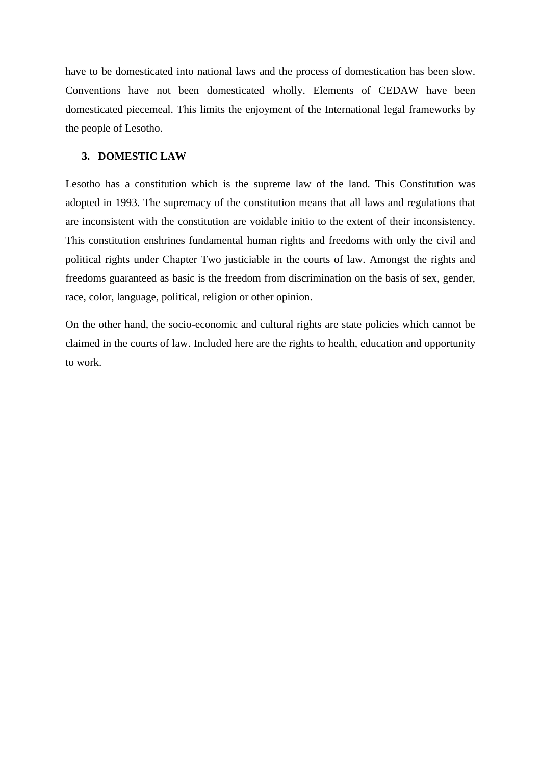have to be domesticated into national laws and the process of domestication has been slow. Conventions have not been domesticated wholly. Elements of CEDAW have been domesticated piecemeal. This limits the enjoyment of the International legal frameworks by the people of Lesotho.

## 3. DOMESTIC LAW

Lesotho has a constitution which is the supreme law of the land. This Constitution was adopted in 1993. The supremacy of the constitution means that all laws and regulations that are inconsistent with the constitution are voidable initio to the extent of their inconsistency. This constitution enshrines fundamental human rights and freedoms with only the civil and political rights under Chapter Two justiciable in the courts of law. Amongst the rights and freedoms guaranteed as basic is the freedom from discrimination on the basis of sex, gender, race, color, language, political, religion or other opinion.

On the other hand, the socio-economic and cultural rights are state policies which cannot be claimed in the courts of law. Included here are the rights to health, education and opportunity to work.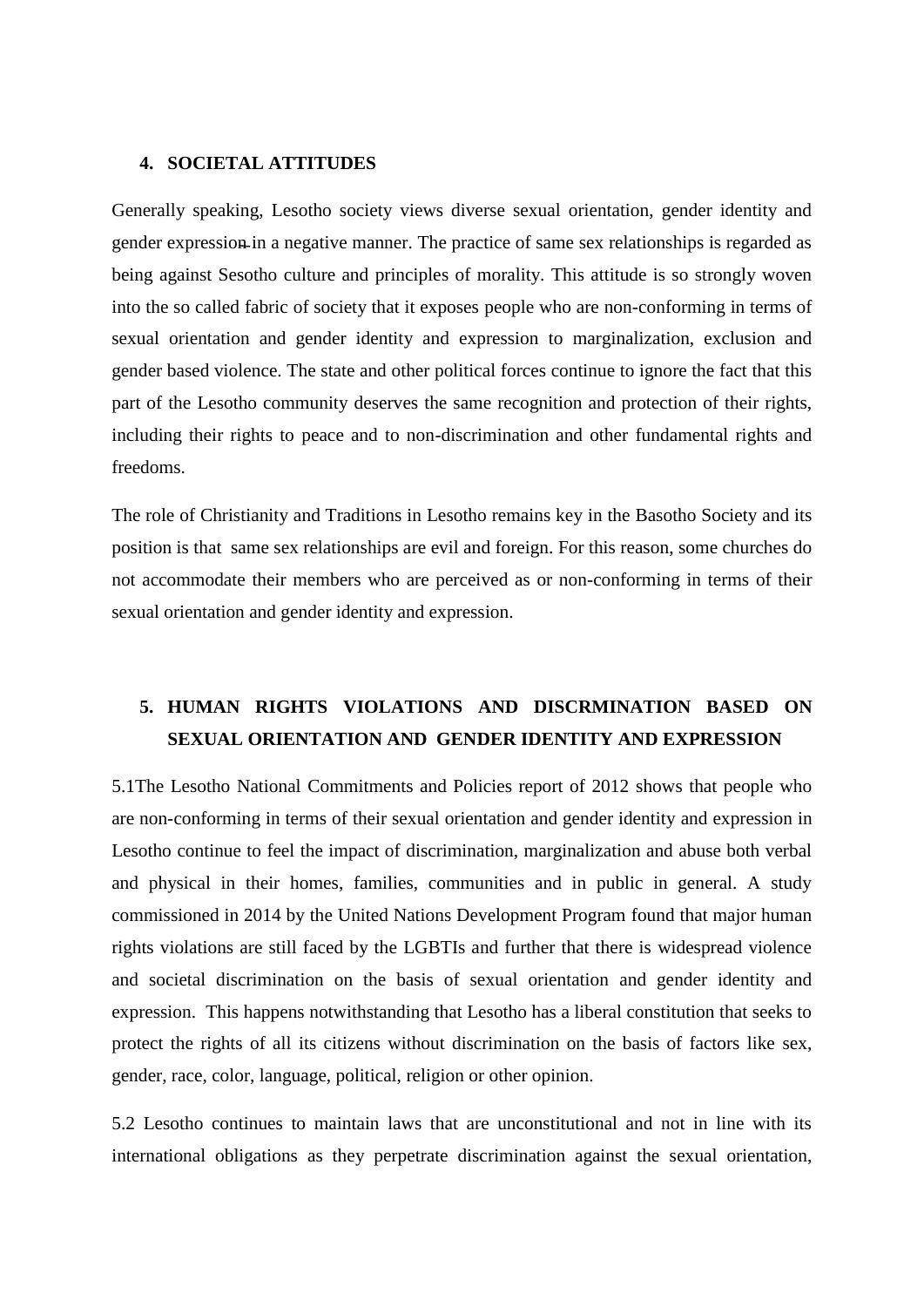## 4. SOCIETAL ATTITUDES

Generally speaking, Lesotho society views diverse sexual orientation, gender identity and gender expression in a negative manner. The practice of same sex relationships is regarded as being against Sesotho culture and principles of morality. This attitude is so strongly woven into the so called fabric of society that it exposes people who are non-conforming in terms of sexual orientation and gender identity and expression to marginalization, exclusion and gender based violence. The state and other political forces continue to ignore the fact that this part of the Lesotho community deserves the same recognition and protection of their rights, including their rights to peace and to non-discrimination and other fundamental rights and freedoms.

The role of Christianity and Traditions in Lesotho remains key in the Basotho Society and its position is that same sex relationships are evil and foreign. For this reason, some churches do not accommodate their members who are perceived as or non-conforming in terms of their sexual orientation and gender identity and expression.

## 5. HUMAN RIGHTS VIOLATIONS AND DISCRMINATION BASED ON SEXUAL ORIENTATION AND GENDER IDENTITY AND EXPRESSION

5.1The Lesotho National Commitments and Policies report of 2012 shows that people who are non-conforming in terms of their sexual orientation and gender identity and expression in Lesotho continue to feel the impact of discrimination, marginalization and abuse both verbal and physical in their homes, families, communities and in public in general. A study commissioned in 2014 by the United Nations Development Program found that major human rights violations are still faced by the LGBTIs and further that there is widespread violence and societal discrimination on the basis of sexual orientation and gender identity and expression. This happens notwithstanding that Lesotho has a liberal constitution that seeks to protect the rights of all its citizens without discrimination on the basis of factors like sex, gender, race, color, language, political, religion or other opinion.

5.2 Lesotho continues to maintain laws that are unconstitutional and not in line with its international obligations as they perpetrate discrimination against the sexual orientation,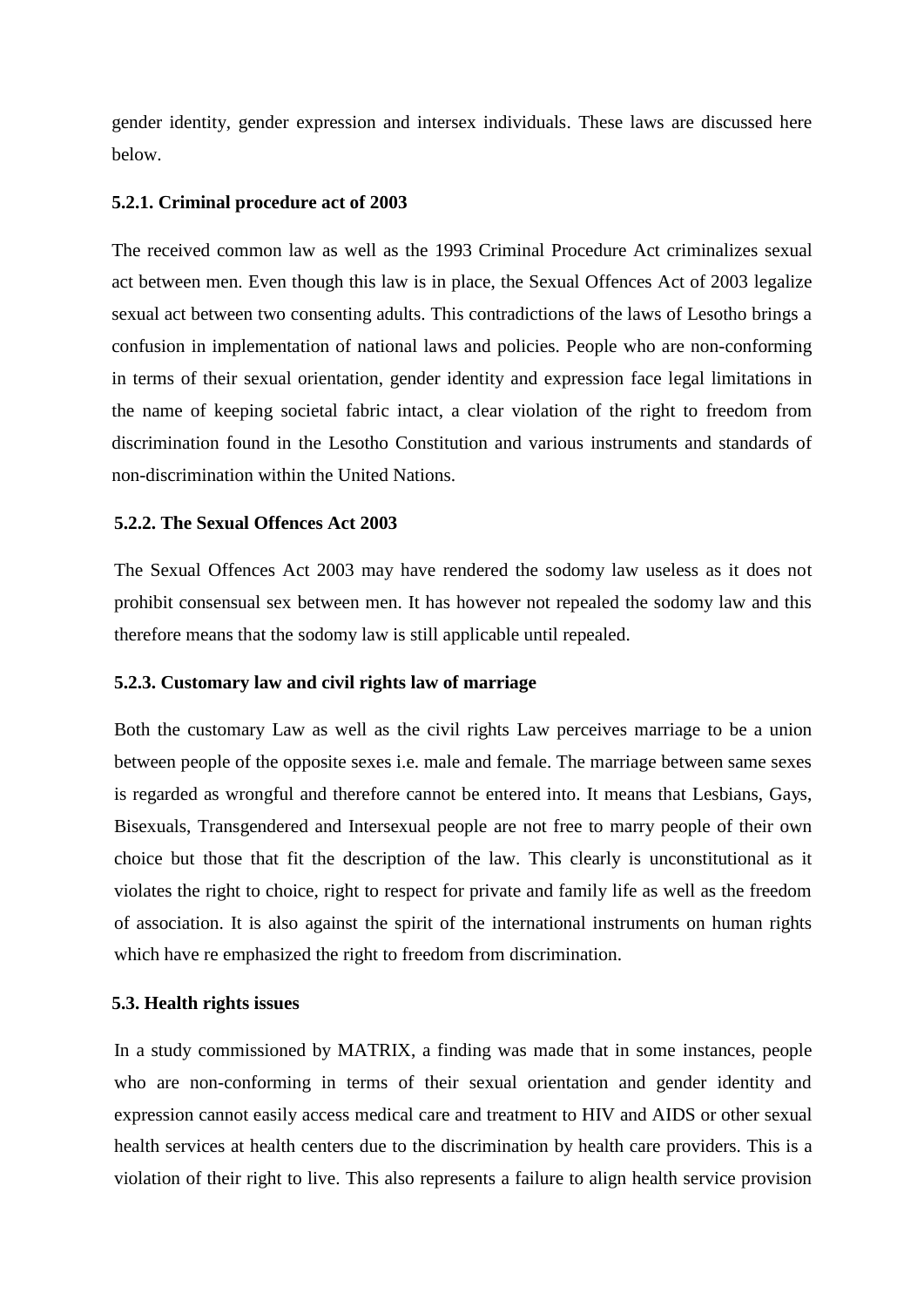gender identity, gender expression and intersex individuals. These laws are discussed here below.

### 5.2.1. Criminal procedure act of 2003

The received common law as well as the 1993 Criminal Procedure Act criminalizes sexual act between men. Even though this law is in place, the Sexual Offences Act of 2003 legalize sexual act between two consenting adults. This contradictions of the laws of Lesotho brings a confusion in implementation of national laws and policies. People who are non-conforming in terms of their sexual orientation, gender identity and expression face legal limitations in the name of keeping societal fabric intact, a clear violation of the right to freedom from discrimination found in the Lesotho Constitution and various instruments and standards of non-discrimination within the United Nations.

### 5.2.2. The Sexual Offences Act 2003

The Sexual Offences Act 2003 may have rendered the sodomy law useless as it does not prohibit consensual sex between men. It has however not repealed the sodomy law and this therefore means that the sodomy law is still applicable until repealed.

### 5.2.3. Customary law and civil rights law of marriage

Both the customary Law as well as the civil rights Law perceives marriage to be a union between people of the opposite sexes i.e. male and female. The marriage between same sexes is regarded as wrongful and therefore cannot be entered into. It means that Lesbians, Gays, Bisexuals, Transgendered and Intersexual people are not free to marry people of their own choice but those that fit the description of the law. This clearly is unconstitutional as it violates the right to choice, right to respect for private and family life as well as the freedom of association. It is also against the spirit of the international instruments on human rights which have re emphasized the right to freedom from discrimination.

## 5.3. Health rights issues

In a study commissioned by MATRIX, a finding was made that in some instances, people who are non-conforming in terms of their sexual orientation and gender identity and expression cannot easily access medical care and treatment to HIV and AIDS or other sexual health services at health centers due to the discrimination by health care providers. This is a violation of their right to live. This also represents a failure to align health service provision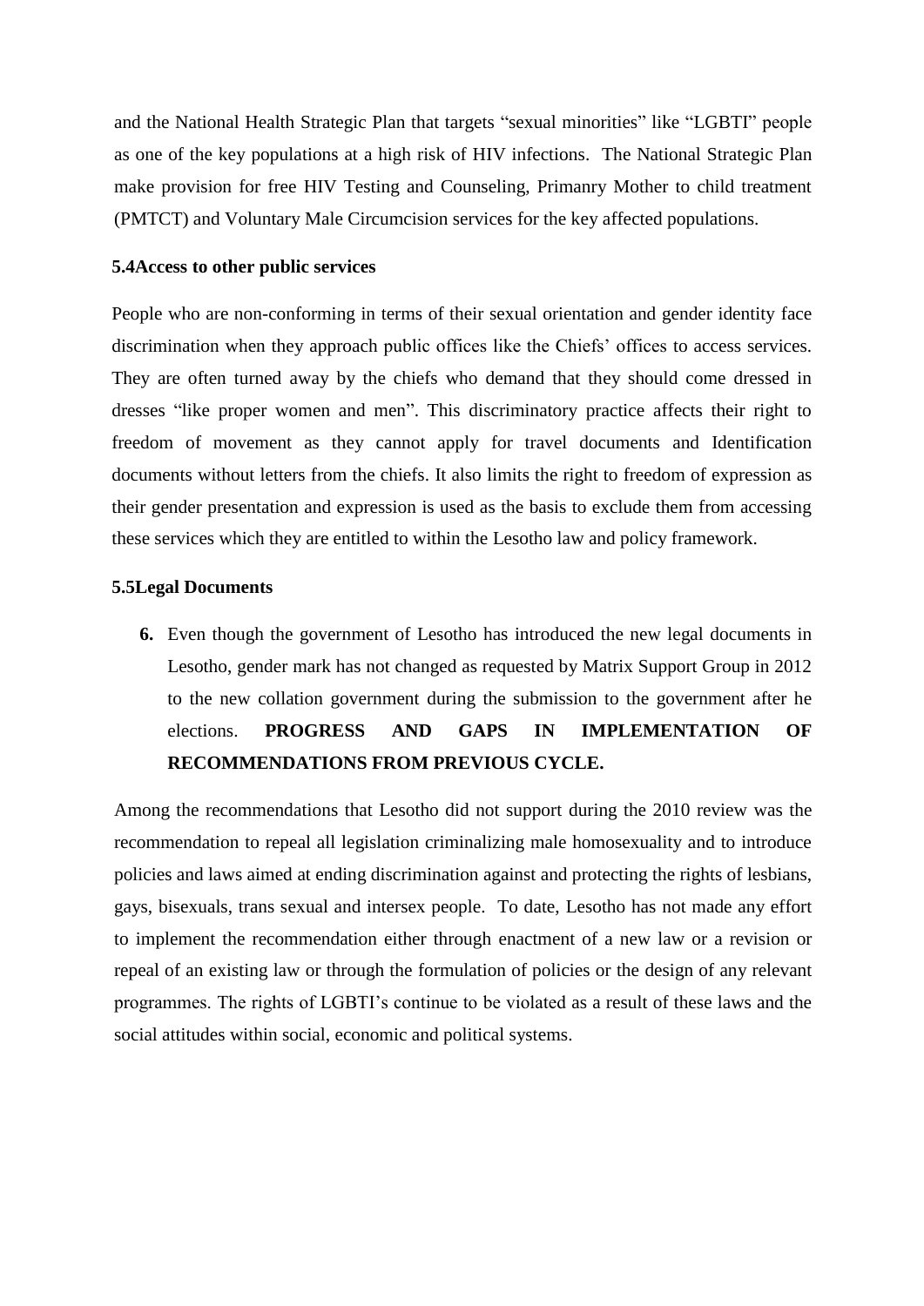and the National Health Strategic Plan that targets "sexual minorities" like "LGBTI" people as one of the key populations at a high risk of HIV infections. The National Strategic Plan make provision for free HIV Testing and Counseling, Primanry Mother to child treatment (PMTCT) and Voluntary Male Circumcision services for the key affected populations.

### 5.4Access to other public services

People who are non-conforming in terms of their sexual orientation and gender identity face discrimination when they approach public offices like the Chiefs' offices to access services. They are often turned away by the chiefs who demand that they should come dressed in dresses "like proper women and men". This discriminatory practice affects their right to freedom of movement as they cannot apply for travel documents and Identification documents without letters from the chiefs. It also limits the right to freedom of expression as their gender presentation and expression is used as the basis to exclude them from accessing these services which they are entitled to within the Lesotho law and policy framework.

### 5.5Legal Documents

6. Even though the government of Lesotho has introduced the new legal documents in Lesotho, gender mark has not changed as requested by Matrix Support Group in 2012 to the new collation government during the submission to the government after he elections. **PROGRESS AND GAPS IN IMPLEMENTATION OF RECOMMENDATIONS FROM PREVIOUS CYCLE.**

Among the recommendations that Lesotho did not support during the 2010 review was the recommendation to repeal all legislation criminalizing male homosexuality and to introduce policies and laws aimed at ending discrimination against and protecting the rights of lesbians, gays, bisexuals, trans sexual and intersex people. To date, Lesotho has not made any effort to implement the recommendation either through enactment of a new law or a revision or repeal of an existing law or through the formulation of policies or the design of any relevant programmes. The rights of LGBTI's continue to be violated as a result of these laws and the social attitudes within social, economic and political systems.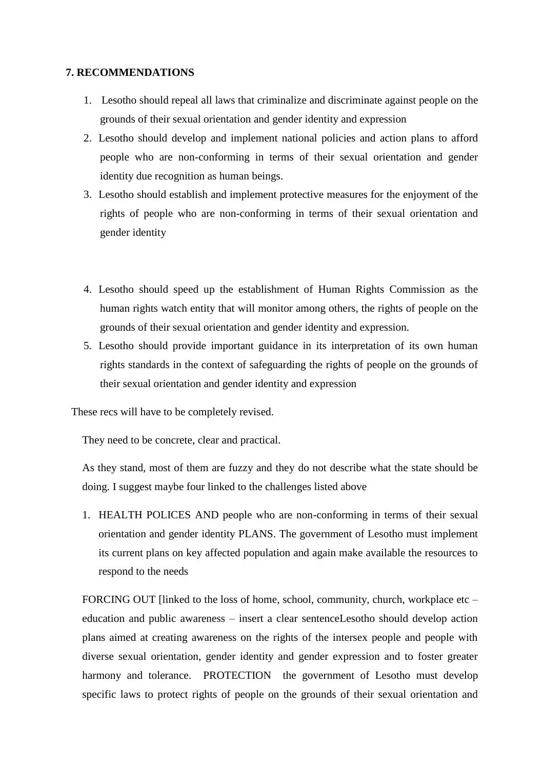**7. RECOMMENDATIONS**

1. Lesotho should repeal all laws that criminalize and discriminate against people on the grounds of their sexual orientation and gender identity and expression
2. Lesotho should develop and implement national policies and action plans to afford people who are non-conforming in terms of their sexual orientation and gender identity due recognition as human beings.
3. Lesotho should establish and implement protective measures for the enjoyment of the rights of people who are non-conforming in terms of their sexual orientation and gender identity
4. Lesotho should speed up the establishment of Human Rights Commission as the human rights watch entity that will monitor among others, the rights of people on the grounds of their sexual orientation and gender identity and expression.
5. Lesotho should provide important guidance in its interpretation of its own human rights standards in the context of safeguarding the rights of people on the grounds of their sexual orientation and gender identity and expression

These recs will have to be completely revised.

They need to be concrete, clear and practical.

As they stand, most of them are fuzzy and they do not describe what the state should be doing. I suggest maybe four linked to the challenges listed above

1. HEALTH POLICES AND people who are non-conforming in terms of their sexual orientation and gender identity PLANS. The government of Lesotho must implement its current plans on key affected population and again make available the resources to respond to the needs

FORCING OUT [linked to the loss of home, school, community, church, workplace etc – education and public awareness – insert a clear sentenceLesotho should develop action plans aimed at creating awareness on the rights of the intersex people and people with diverse sexual orientation, gender identity and gender expression and to foster greater harmony and tolerance. PROTECTION the government of Lesotho must develop specific laws to protect rights of people on the grounds of their sexual orientation and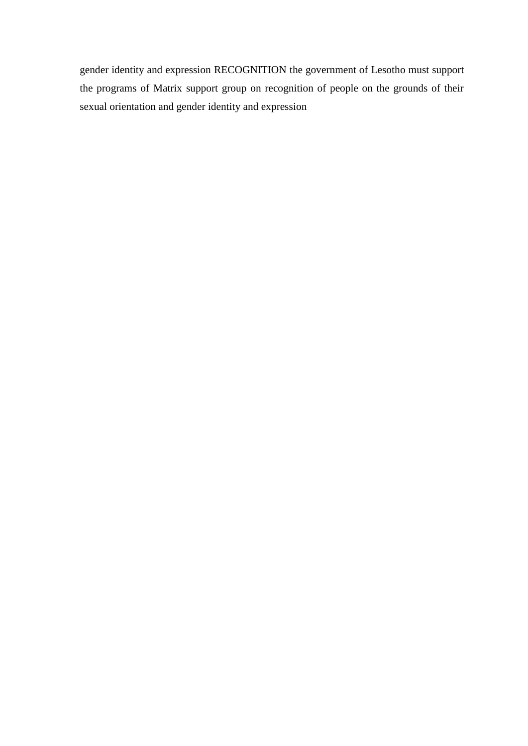gender identity and expression RECOGNITION the government of Lesotho must support the programs of Matrix support group on recognition of people on the grounds of their sexual orientation and gender identity and expression